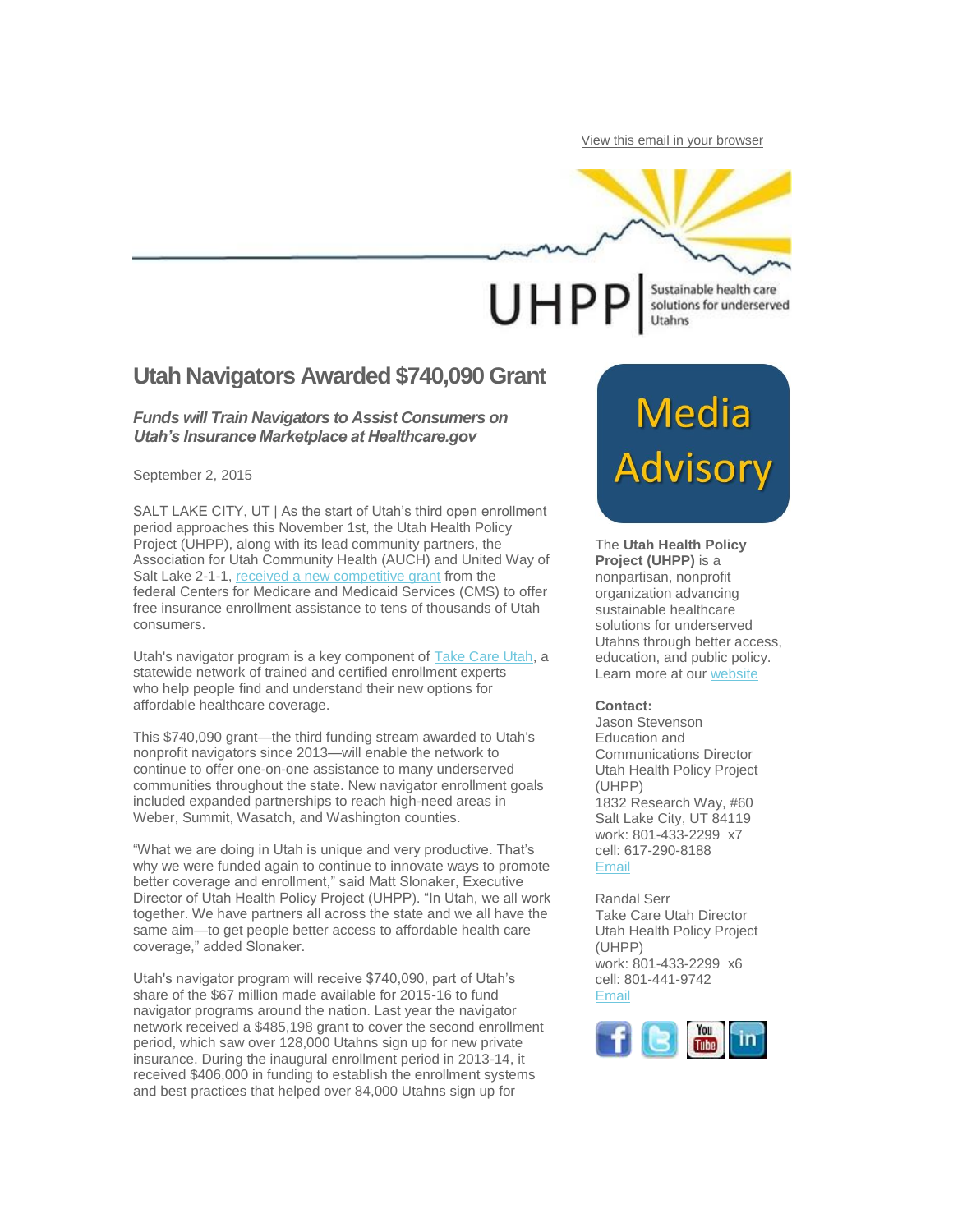View this email in your browser

UHPP | Sustainable health care solutions for underserved Utahns

# Utah Navigators Awarded $740,090 Grant

***Funds will Train Navigators to Assist Consumers on Utah's Insurance Marketplace at Healthcare.gov***

September 2, 2015

SALT LAKE CITY, UT | As the start of Utah's third open enrollment period approaches this November 1st, the Utah Health Policy Project (UHPP), along with its lead community partners, the Association for Utah Community Health (AUCH) and United Way of Salt Lake 2-1-1, received a new competitive grant from the federal Centers for Medicare and Medicaid Services (CMS) to offer free insurance enrollment assistance to tens of thousands of Utah consumers.

Utah's navigator program is a key component of Take Care Utah, a statewide network of trained and certified enrollment experts who help people find and understand their new options for affordable healthcare coverage.

This $740,090 grant—the third funding stream awarded to Utah's nonprofit navigators since 2013—will enable the network to continue to offer one-on-one assistance to many underserved communities throughout the state. New navigator enrollment goals included expanded partnerships to reach high-need areas in Weber, Summit, Wasatch, and Washington counties.

"What we are doing in Utah is unique and very productive. That's why we were funded again to continue to innovate ways to promote better coverage and enrollment," said Matt Slonaker, Executive Director of Utah Health Policy Project (UHPP). "In Utah, we all work together. We have partners all across the state and we all have the same aim—to get people better access to affordable health care coverage," added Slonaker.

Utah's navigator program will receive $740,090, part of Utah's share of the $67 million made available for 2015-16 to fund navigator programs around the nation. Last year the navigator network received a $485,198 grant to cover the second enrollment period, which saw over 128,000 Utahns sign up for new private insurance. During the inaugural enrollment period in 2013-14, it received $406,000 in funding to establish the enrollment systems and best practices that helped over 84,000 Utahns sign up for

## Media Advisory

The **Utah Health Policy Project (UHPP)** is a nonpartisan, nonprofit organization advancing sustainable healthcare solutions for underserved Utahns through better access, education, and public policy. Learn more at our website

**Contact:**
Jason Stevenson
Education and Communications Director
Utah Health Policy Project (UHPP)
1832 Research Way, #60
Salt Lake City, UT 84119
work: 801-433-2299 x7
cell: 617-290-8188
Email

Randal Serr
Take Care Utah Director
Utah Health Policy Project (UHPP)
work: 801-433-2299 x6
cell: 801-441-9742
Email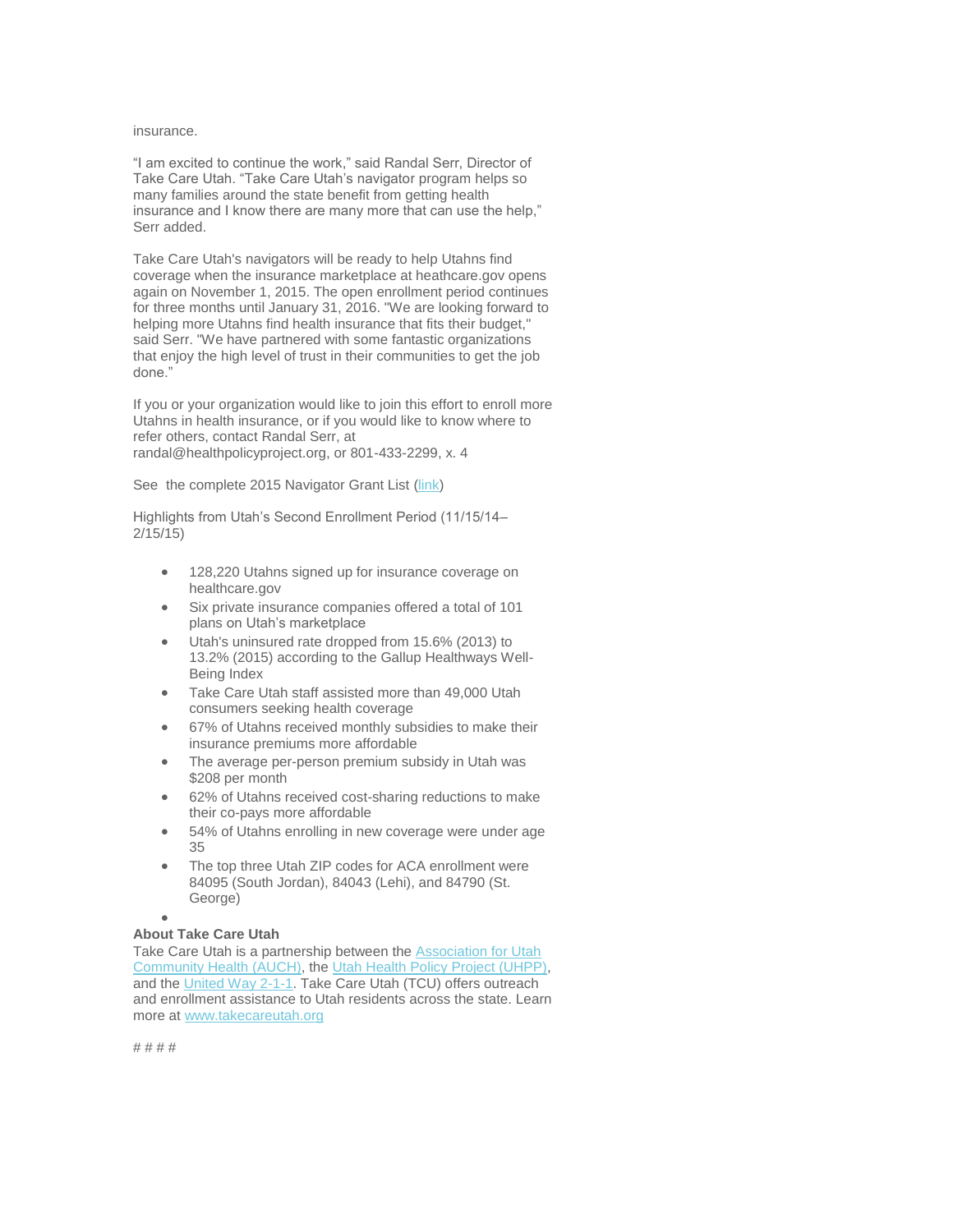insurance.

"I am excited to continue the work," said Randal Serr, Director of Take Care Utah. "Take Care Utah's navigator program helps so many families around the state benefit from getting health insurance and I know there are many more that can use the help," Serr added.

Take Care Utah's navigators will be ready to help Utahns find coverage when the insurance marketplace at heathcare.gov opens again on November 1, 2015. The open enrollment period continues for three months until January 31, 2016. "We are looking forward to helping more Utahns find health insurance that fits their budget," said Serr. "We have partnered with some fantastic organizations that enjoy the high level of trust in their communities to get the job done."

If you or your organization would like to join this effort to enroll more Utahns in health insurance, or if you would like to know where to refer others, contact Randal Serr, at randal@healthpolicyproject.org, or 801-433-2299, x. 4

See the complete 2015 Navigator Grant List (link)

Highlights from Utah's Second Enrollment Period (11/15/14–2/15/15)

- 128,220 Utahns signed up for insurance coverage on healthcare.gov
- Six private insurance companies offered a total of 101 plans on Utah's marketplace
- Utah's uninsured rate dropped from 15.6% (2013) to 13.2% (2015) according to the Gallup Healthways Well-Being Index
- Take Care Utah staff assisted more than 49,000 Utah consumers seeking health coverage
- 67% of Utahns received monthly subsidies to make their insurance premiums more affordable
- The average per-person premium subsidy in Utah was $208 per month
- 62% of Utahns received cost-sharing reductions to make their co-pays more affordable
- 54% of Utahns enrolling in new coverage were under age 35
- The top three Utah ZIP codes for ACA enrollment were 84095 (South Jordan), 84043 (Lehi), and 84790 (St. George)

**About Take Care Utah**
Take Care Utah is a partnership between the Association for Utah Community Health (AUCH), the Utah Health Policy Project (UHPP), and the United Way 2-1-1. Take Care Utah (TCU) offers outreach and enrollment assistance to Utah residents across the state. Learn more at www.takecareutah.org

# # # #